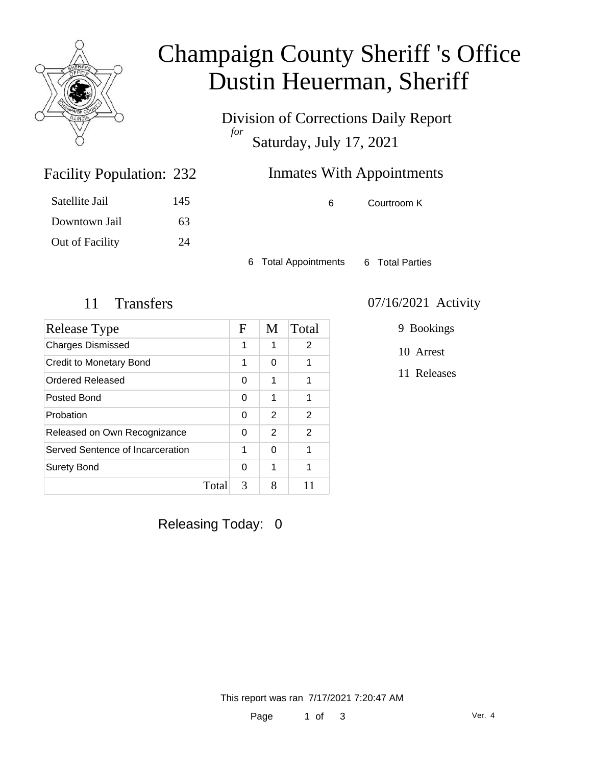# Champaign County Sheriff 's Office
# Dustin Heuerman, Sheriff

Division of Corrections Daily Report

*for*

Saturday, July 17, 2021

## Facility Population: 232

| | |
|---|---|
| Satellite Jail | 145 |
| Downtown Jail | 63 |
| Out of Facility | 24 |

## Inmates With Appointments

| | |
|---|---|
| 6 | Courtroom K |

6 Total Appointments 6 Total Parties

## 11 Transfers

| Release Type | F | M | Total |
|---|---|---|---|
| Charges Dismissed | 1 | 1 | 2 |
| Credit to Monetary Bond | 1 | 0 | 1 |
| Ordered Released | 0 | 1 | 1 |
| Posted Bond | 0 | 1 | 1 |
| Probation | 0 | 2 | 2 |
| Released on Own Recognizance | 0 | 2 | 2 |
| Served Sentence of Incarceration | 1 | 0 | 1 |
| Surety Bond | 0 | 1 | 1 |
| Total | 3 | 8 | 11 |

## 07/16/2021 Activity

- 9 Bookings
- 10 Arrest
- 11 Releases

Releasing Today: 0

This report was ran 7/17/2021 7:20:47 AM

Ver. 4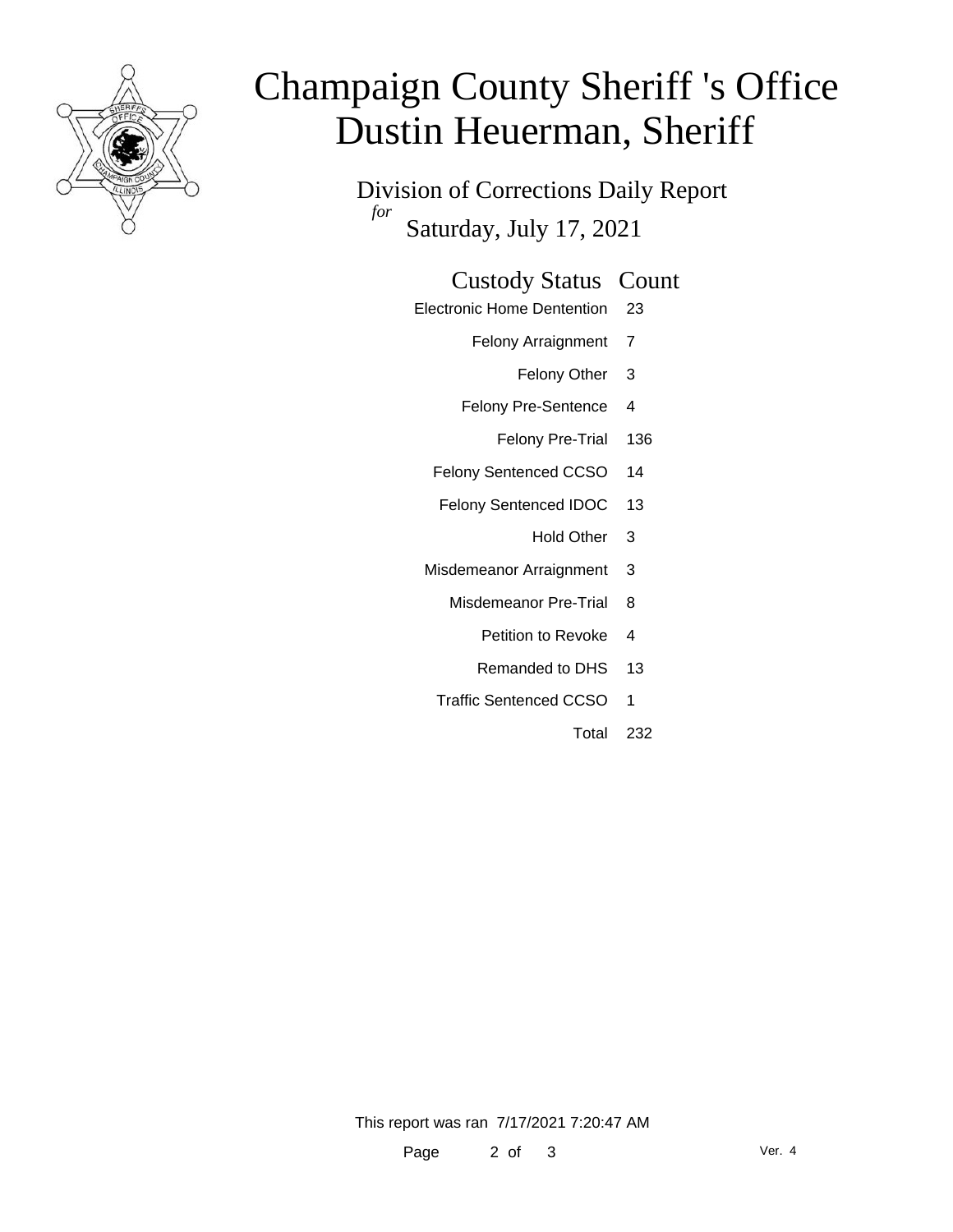# Champaign County Sheriff 's Office
# Dustin Heuerman, Sheriff

Division of Corrections Daily Report

*for* Saturday, July 17, 2021

| Custody Status | Count |
|---|---|
| Electronic Home Dentention | 23 |
| Felony Arraignment | 7 |
| Felony Other | 3 |
| Felony Pre-Sentence | 4 |
| Felony Pre-Trial | 136 |
| Felony Sentenced CCSO | 14 |
| Felony Sentenced IDOC | 13 |
| Hold Other | 3 |
| Misdemeanor Arraignment | 3 |
| Misdemeanor Pre-Trial | 8 |
| Petition to Revoke | 4 |
| Remanded to DHS | 13 |
| Traffic Sentenced CCSO | 1 |
| Total | 232 |

This report was ran 7/17/2021 7:20:47 AM

Ver. 4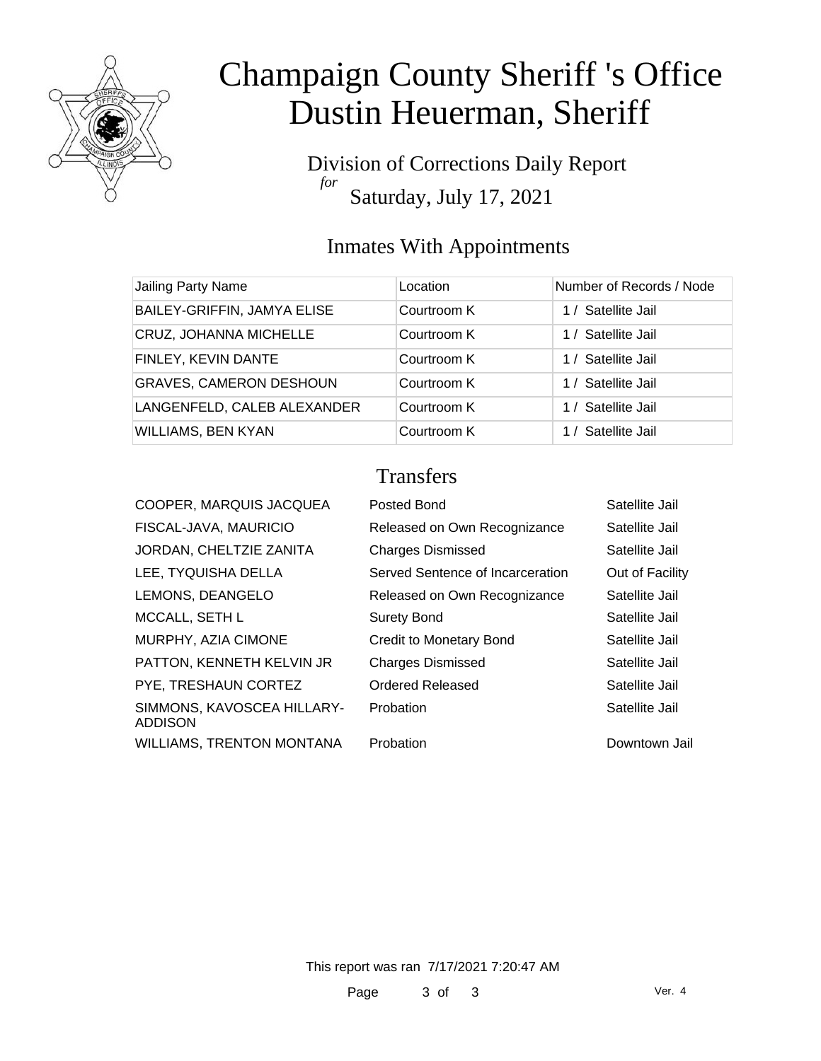# Champaign County Sheriff 's Office
# Dustin Heuerman, Sheriff

Division of Corrections Daily Report
*for*
Saturday, July 17, 2021

## Inmates With Appointments

| Jailing Party Name | Location | Number of Records / Node |
|---|---|---|
| BAILEY-GRIFFIN, JAMYA ELISE | Courtroom K | 1 / Satellite Jail |
| CRUZ, JOHANNA MICHELLE | Courtroom K | 1 / Satellite Jail |
| FINLEY, KEVIN DANTE | Courtroom K | 1 / Satellite Jail |
| GRAVES, CAMERON DESHOUN | Courtroom K | 1 / Satellite Jail |
| LANGENFELD, CALEB ALEXANDER | Courtroom K | 1 / Satellite Jail |
| WILLIAMS, BEN KYAN | Courtroom K | 1 / Satellite Jail |

## Transfers

| | | |
|---|---|---|
| COOPER, MARQUIS JACQUEA | Posted Bond | Satellite Jail |
| FISCAL-JAVA, MAURICIO | Released on Own Recognizance | Satellite Jail |
| JORDAN, CHELTZIE ZANITA | Charges Dismissed | Satellite Jail |
| LEE, TYQUISHA DELLA | Served Sentence of Incarceration | Out of Facility |
| LEMONS, DEANGELO | Released on Own Recognizance | Satellite Jail |
| MCCALL, SETH L | Surety Bond | Satellite Jail |
| MURPHY, AZIA CIMONE | Credit to Monetary Bond | Satellite Jail |
| PATTON, KENNETH KELVIN JR | Charges Dismissed | Satellite Jail |
| PYE, TRESHAUN CORTEZ | Ordered Released | Satellite Jail |
| SIMMONS, KAVOSCEA HILLARY-ADDISON | Probation | Satellite Jail |
| WILLIAMS, TRENTON MONTANA | Probation | Downtown Jail |

This report was ran 7/17/2021 7:20:47 AM

Ver. 4